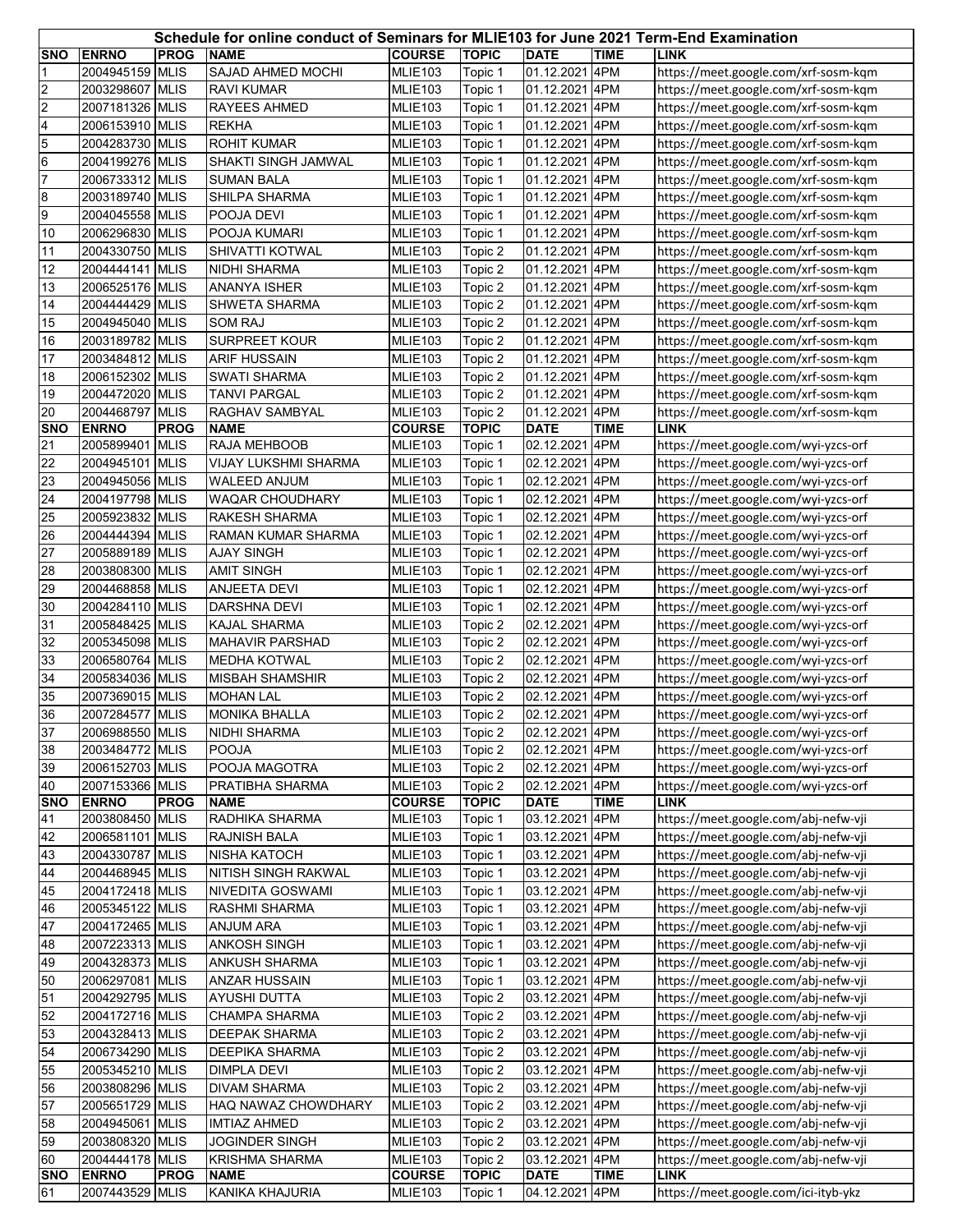**Schedule for online conduct of Seminars for MLIE103 for June 2021 Term-End Examination**

| SNO | ENRNO | PROG | NAME | COURSE | TOPIC | DATE | TIME | LINK |
|---|---|---|---|---|---|---|---|---|
| 1 | 2004945159 | MLIS | SAJAD AHMED MOCHI | MLIE103 | Topic 1 | 01.12.2021 | 4PM | https://meet.google.com/xrf-sosm-kqm |
| 2 | 2003298607 | MLIS | RAVI KUMAR | MLIE103 | Topic 1 | 01.12.2021 | 4PM | https://meet.google.com/xrf-sosm-kqm |
| 2 | 2007181326 | MLIS | RAYEES AHMED | MLIE103 | Topic 1 | 01.12.2021 | 4PM | https://meet.google.com/xrf-sosm-kqm |
| 4 | 2006153910 | MLIS | REKHA | MLIE103 | Topic 1 | 01.12.2021 | 4PM | https://meet.google.com/xrf-sosm-kqm |
| 5 | 2004283730 | MLIS | ROHIT KUMAR | MLIE103 | Topic 1 | 01.12.2021 | 4PM | https://meet.google.com/xrf-sosm-kqm |
| 6 | 2004199276 | MLIS | SHAKTI SINGH JAMWAL | MLIE103 | Topic 1 | 01.12.2021 | 4PM | https://meet.google.com/xrf-sosm-kqm |
| 7 | 2006733312 | MLIS | SUMAN BALA | MLIE103 | Topic 1 | 01.12.2021 | 4PM | https://meet.google.com/xrf-sosm-kqm |
| 8 | 2003189740 | MLIS | SHILPA SHARMA | MLIE103 | Topic 1 | 01.12.2021 | 4PM | https://meet.google.com/xrf-sosm-kqm |
| 9 | 2004045558 | MLIS | POOJA DEVI | MLIE103 | Topic 1 | 01.12.2021 | 4PM | https://meet.google.com/xrf-sosm-kqm |
| 10 | 2006296830 | MLIS | POOJA KUMARI | MLIE103 | Topic 1 | 01.12.2021 | 4PM | https://meet.google.com/xrf-sosm-kqm |
| 11 | 2004330750 | MLIS | SHIVATTI KOTWAL | MLIE103 | Topic 2 | 01.12.2021 | 4PM | https://meet.google.com/xrf-sosm-kqm |
| 12 | 2004444141 | MLIS | NIDHI SHARMA | MLIE103 | Topic 2 | 01.12.2021 | 4PM | https://meet.google.com/xrf-sosm-kqm |
| 13 | 2006525176 | MLIS | ANANYA ISHER | MLIE103 | Topic 2 | 01.12.2021 | 4PM | https://meet.google.com/xrf-sosm-kqm |
| 14 | 2004444429 | MLIS | SHWETA SHARMA | MLIE103 | Topic 2 | 01.12.2021 | 4PM | https://meet.google.com/xrf-sosm-kqm |
| 15 | 2004945040 | MLIS | SOM RAJ | MLIE103 | Topic 2 | 01.12.2021 | 4PM | https://meet.google.com/xrf-sosm-kqm |
| 16 | 2003189782 | MLIS | SURPREET KOUR | MLIE103 | Topic 2 | 01.12.2021 | 4PM | https://meet.google.com/xrf-sosm-kqm |
| 17 | 2003484812 | MLIS | ARIF HUSSAIN | MLIE103 | Topic 2 | 01.12.2021 | 4PM | https://meet.google.com/xrf-sosm-kqm |
| 18 | 2006152302 | MLIS | SWATI SHARMA | MLIE103 | Topic 2 | 01.12.2021 | 4PM | https://meet.google.com/xrf-sosm-kqm |
| 19 | 2004472020 | MLIS | TANVI PARGAL | MLIE103 | Topic 2 | 01.12.2021 | 4PM | https://meet.google.com/xrf-sosm-kqm |
| 20 | 2004468797 | MLIS | RAGHAV SAMBYAL | MLIE103 | Topic 2 | 01.12.2021 | 4PM | https://meet.google.com/xrf-sosm-kqm |
| **SNO** | **ENRNO** | **PROG** | **NAME** | **COURSE** | **TOPIC** | **DATE** | **TIME** | **LINK** |
| 21 | 2005899401 | MLIS | RAJA MEHBOOB | MLIE103 | Topic 1 | 02.12.2021 | 4PM | https://meet.google.com/wyi-yzcs-orf |
| 22 | 2004945101 | MLIS | VIJAY LUKSHMI SHARMA | MLIE103 | Topic 1 | 02.12.2021 | 4PM | https://meet.google.com/wyi-yzcs-orf |
| 23 | 2004945056 | MLIS | WALEED ANJUM | MLIE103 | Topic 1 | 02.12.2021 | 4PM | https://meet.google.com/wyi-yzcs-orf |
| 24 | 2004197798 | MLIS | WAQAR CHOUDHARY | MLIE103 | Topic 1 | 02.12.2021 | 4PM | https://meet.google.com/wyi-yzcs-orf |
| 25 | 2005923832 | MLIS | RAKESH SHARMA | MLIE103 | Topic 1 | 02.12.2021 | 4PM | https://meet.google.com/wyi-yzcs-orf |
| 26 | 2004444394 | MLIS | RAMAN KUMAR SHARMA | MLIE103 | Topic 1 | 02.12.2021 | 4PM | https://meet.google.com/wyi-yzcs-orf |
| 27 | 2005889189 | MLIS | AJAY SINGH | MLIE103 | Topic 1 | 02.12.2021 | 4PM | https://meet.google.com/wyi-yzcs-orf |
| 28 | 2003808300 | MLIS | AMIT SINGH | MLIE103 | Topic 1 | 02.12.2021 | 4PM | https://meet.google.com/wyi-yzcs-orf |
| 29 | 2004468858 | MLIS | ANJEETA DEVI | MLIE103 | Topic 1 | 02.12.2021 | 4PM | https://meet.google.com/wyi-yzcs-orf |
| 30 | 2004284110 | MLIS | DARSHNA DEVI | MLIE103 | Topic 1 | 02.12.2021 | 4PM | https://meet.google.com/wyi-yzcs-orf |
| 31 | 2005848425 | MLIS | KAJAL SHARMA | MLIE103 | Topic 2 | 02.12.2021 | 4PM | https://meet.google.com/wyi-yzcs-orf |
| 32 | 2005345098 | MLIS | MAHAVIR PARSHAD | MLIE103 | Topic 2 | 02.12.2021 | 4PM | https://meet.google.com/wyi-yzcs-orf |
| 33 | 2006580764 | MLIS | MEDHA KOTWAL | MLIE103 | Topic 2 | 02.12.2021 | 4PM | https://meet.google.com/wyi-yzcs-orf |
| 34 | 2005834036 | MLIS | MISBAH SHAMSHIR | MLIE103 | Topic 2 | 02.12.2021 | 4PM | https://meet.google.com/wyi-yzcs-orf |
| 35 | 2007369015 | MLIS | MOHAN LAL | MLIE103 | Topic 2 | 02.12.2021 | 4PM | https://meet.google.com/wyi-yzcs-orf |
| 36 | 2007284577 | MLIS | MONIKA BHALLA | MLIE103 | Topic 2 | 02.12.2021 | 4PM | https://meet.google.com/wyi-yzcs-orf |
| 37 | 2006988550 | MLIS | NIDHI SHARMA | MLIE103 | Topic 2 | 02.12.2021 | 4PM | https://meet.google.com/wyi-yzcs-orf |
| 38 | 2003484772 | MLIS | POOJA | MLIE103 | Topic 2 | 02.12.2021 | 4PM | https://meet.google.com/wyi-yzcs-orf |
| 39 | 2006152703 | MLIS | POOJA MAGOTRA | MLIE103 | Topic 2 | 02.12.2021 | 4PM | https://meet.google.com/wyi-yzcs-orf |
| 40 | 2007153366 | MLIS | PRATIBHA SHARMA | MLIE103 | Topic 2 | 02.12.2021 | 4PM | https://meet.google.com/wyi-yzcs-orf |
| **SNO** | **ENRNO** | **PROG** | **NAME** | **COURSE** | **TOPIC** | **DATE** | **TIME** | **LINK** |
| 41 | 2003808450 | MLIS | RADHIKA SHARMA | MLIE103 | Topic 1 | 03.12.2021 | 4PM | https://meet.google.com/abj-nefw-vji |
| 42 | 2006581101 | MLIS | RAJNISH BALA | MLIE103 | Topic 1 | 03.12.2021 | 4PM | https://meet.google.com/abj-nefw-vji |
| 43 | 2004330787 | MLIS | NISHA KATOCH | MLIE103 | Topic 1 | 03.12.2021 | 4PM | https://meet.google.com/abj-nefw-vji |
| 44 | 2004468945 | MLIS | NITISH SINGH RAKWAL | MLIE103 | Topic 1 | 03.12.2021 | 4PM | https://meet.google.com/abj-nefw-vji |
| 45 | 2004172418 | MLIS | NIVEDITA GOSWAMI | MLIE103 | Topic 1 | 03.12.2021 | 4PM | https://meet.google.com/abj-nefw-vji |
| 46 | 2005345122 | MLIS | RASHMI SHARMA | MLIE103 | Topic 1 | 03.12.2021 | 4PM | https://meet.google.com/abj-nefw-vji |
| 47 | 2004172465 | MLIS | ANJUM ARA | MLIE103 | Topic 1 | 03.12.2021 | 4PM | https://meet.google.com/abj-nefw-vji |
| 48 | 2007223313 | MLIS | ANKOSH SINGH | MLIE103 | Topic 1 | 03.12.2021 | 4PM | https://meet.google.com/abj-nefw-vji |
| 49 | 2004328373 | MLIS | ANKUSH SHARMA | MLIE103 | Topic 1 | 03.12.2021 | 4PM | https://meet.google.com/abj-nefw-vji |
| 50 | 2006297081 | MLIS | ANZAR HUSSAIN | MLIE103 | Topic 1 | 03.12.2021 | 4PM | https://meet.google.com/abj-nefw-vji |
| 51 | 2004292795 | MLIS | AYUSHI DUTTA | MLIE103 | Topic 2 | 03.12.2021 | 4PM | https://meet.google.com/abj-nefw-vji |
| 52 | 2004172716 | MLIS | CHAMPA SHARMA | MLIE103 | Topic 2 | 03.12.2021 | 4PM | https://meet.google.com/abj-nefw-vji |
| 53 | 2004328413 | MLIS | DEEPAK SHARMA | MLIE103 | Topic 2 | 03.12.2021 | 4PM | https://meet.google.com/abj-nefw-vji |
| 54 | 2006734290 | MLIS | DEEPIKA SHARMA | MLIE103 | Topic 2 | 03.12.2021 | 4PM | https://meet.google.com/abj-nefw-vji |
| 55 | 2005345210 | MLIS | DIMPLA DEVI | MLIE103 | Topic 2 | 03.12.2021 | 4PM | https://meet.google.com/abj-nefw-vji |
| 56 | 2003808296 | MLIS | DIVAM SHARMA | MLIE103 | Topic 2 | 03.12.2021 | 4PM | https://meet.google.com/abj-nefw-vji |
| 57 | 2005651729 | MLIS | HAQ NAWAZ CHOWDHARY | MLIE103 | Topic 2 | 03.12.2021 | 4PM | https://meet.google.com/abj-nefw-vji |
| 58 | 2004945061 | MLIS | IMTIAZ AHMED | MLIE103 | Topic 2 | 03.12.2021 | 4PM | https://meet.google.com/abj-nefw-vji |
| 59 | 2003808320 | MLIS | JOGINDER SINGH | MLIE103 | Topic 2 | 03.12.2021 | 4PM | https://meet.google.com/abj-nefw-vji |
| 60 | 2004444178 | MLIS | KRISHMA SHARMA | MLIE103 | Topic 2 | 03.12.2021 | 4PM | https://meet.google.com/abj-nefw-vji |
| **SNO** | **ENRNO** | **PROG** | **NAME** | **COURSE** | **TOPIC** | **DATE** | **TIME** | **LINK** |
| 61 | 2007443529 | MLIS | KANIKA KHAJURIA | MLIE103 | Topic 1 | 04.12.2021 | 4PM | https://meet.google.com/ici-ityb-ykz |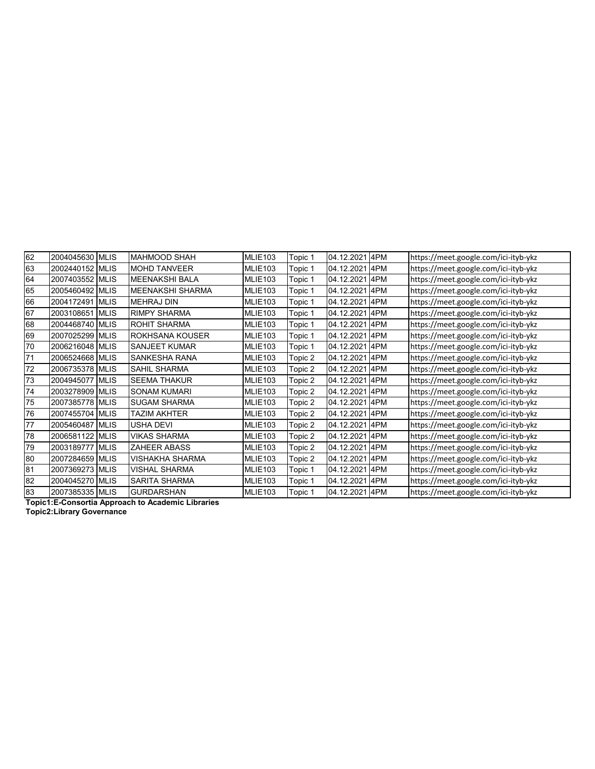| | | | | | | | | | |
|---|---|---|---|---|---|---|---|---|---|
| 62 | 2004045630 | MLIS | MAHMOOD SHAH | MLIE103 | Topic 1 | 04.12.2021 | 4PM | | https://meet.google.com/ici-ityb-ykz |
| 63 | 2002440152 | MLIS | MOHD TANVEER | MLIE103 | Topic 1 | 04.12.2021 | 4PM | | https://meet.google.com/ici-ityb-ykz |
| 64 | 2007403552 | MLIS | MEENAKSHI BALA | MLIE103 | Topic 1 | 04.12.2021 | 4PM | | https://meet.google.com/ici-ityb-ykz |
| 65 | 2005460492 | MLIS | MEENAKSHI SHARMA | MLIE103 | Topic 1 | 04.12.2021 | 4PM | | https://meet.google.com/ici-ityb-ykz |
| 66 | 2004172491 | MLIS | MEHRAJ DIN | MLIE103 | Topic 1 | 04.12.2021 | 4PM | | https://meet.google.com/ici-ityb-ykz |
| 67 | 2003108651 | MLIS | RIMPY SHARMA | MLIE103 | Topic 1 | 04.12.2021 | 4PM | | https://meet.google.com/ici-ityb-ykz |
| 68 | 2004468740 | MLIS | ROHIT SHARMA | MLIE103 | Topic 1 | 04.12.2021 | 4PM | | https://meet.google.com/ici-ityb-ykz |
| 69 | 2007025299 | MLIS | ROKHSANA KOUSER | MLIE103 | Topic 1 | 04.12.2021 | 4PM | | https://meet.google.com/ici-ityb-ykz |
| 70 | 2006216048 | MLIS | SANJEET KUMAR | MLIE103 | Topic 1 | 04.12.2021 | 4PM | | https://meet.google.com/ici-ityb-ykz |
| 71 | 2006524668 | MLIS | SANKESHA RANA | MLIE103 | Topic 2 | 04.12.2021 | 4PM | | https://meet.google.com/ici-ityb-ykz |
| 72 | 2006735378 | MLIS | SAHIL SHARMA | MLIE103 | Topic 2 | 04.12.2021 | 4PM | | https://meet.google.com/ici-ityb-ykz |
| 73 | 2004945077 | MLIS | SEEMA THAKUR | MLIE103 | Topic 2 | 04.12.2021 | 4PM | | https://meet.google.com/ici-ityb-ykz |
| 74 | 2003278909 | MLIS | SONAM KUMARI | MLIE103 | Topic 2 | 04.12.2021 | 4PM | | https://meet.google.com/ici-ityb-ykz |
| 75 | 2007385778 | MLIS | SUGAM SHARMA | MLIE103 | Topic 2 | 04.12.2021 | 4PM | | https://meet.google.com/ici-ityb-ykz |
| 76 | 2007455704 | MLIS | TAZIM AKHTER | MLIE103 | Topic 2 | 04.12.2021 | 4PM | | https://meet.google.com/ici-ityb-ykz |
| 77 | 2005460487 | MLIS | USHA DEVI | MLIE103 | Topic 2 | 04.12.2021 | 4PM | | https://meet.google.com/ici-ityb-ykz |
| 78 | 2006581122 | MLIS | VIKAS SHARMA | MLIE103 | Topic 2 | 04.12.2021 | 4PM | | https://meet.google.com/ici-ityb-ykz |
| 79 | 2003189777 | MLIS | ZAHEER ABASS | MLIE103 | Topic 2 | 04.12.2021 | 4PM | | https://meet.google.com/ici-ityb-ykz |
| 80 | 2007284659 | MLIS | VISHAKHA SHARMA | MLIE103 | Topic 2 | 04.12.2021 | 4PM | | https://meet.google.com/ici-ityb-ykz |
| 81 | 2007369273 | MLIS | VISHAL SHARMA | MLIE103 | Topic 1 | 04.12.2021 | 4PM | | https://meet.google.com/ici-ityb-ykz |
| 82 | 2004045270 | MLIS | SARITA SHARMA | MLIE103 | Topic 1 | 04.12.2021 | 4PM | | https://meet.google.com/ici-ityb-ykz |
| 83 | 2007385335 | MLIS | GURDARSHAN | MLIE103 | Topic 1 | 04.12.2021 | 4PM | | https://meet.google.com/ici-ityb-ykz |

**Topic1:E-Consortia Approach to Academic Libraries**

**Topic2:Library Governance**